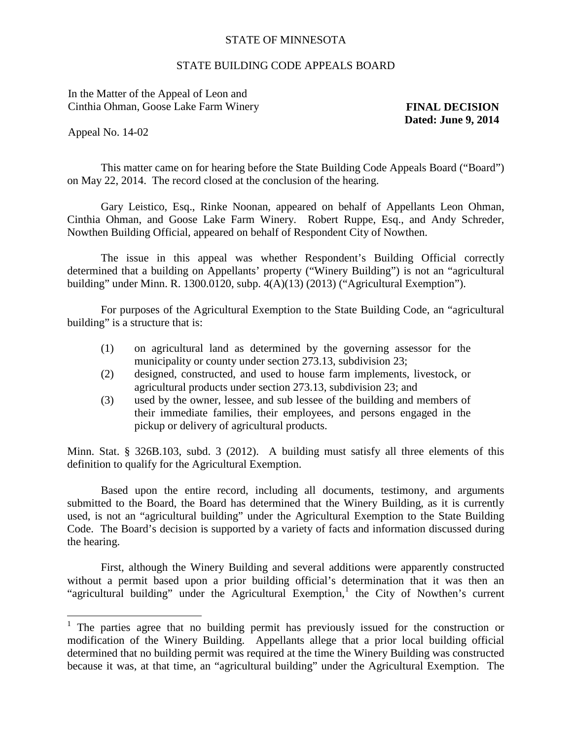STATE OF MINNESOTA

STATE BUILDING CODE APPEALS BOARD

In the Matter of the Appeal of Leon and Cinthia Ohman, Goose Lake Farm Winery

**FINAL DECISION**
**Dated: June 9, 2014**

Appeal No. 14-02

This matter came on for hearing before the State Building Code Appeals Board ("Board") on May 22, 2014. The record closed at the conclusion of the hearing.

Gary Leistico, Esq., Rinke Noonan, appeared on behalf of Appellants Leon Ohman, Cinthia Ohman, and Goose Lake Farm Winery. Robert Ruppe, Esq., and Andy Schreder, Nowthen Building Official, appeared on behalf of Respondent City of Nowthen.

The issue in this appeal was whether Respondent's Building Official correctly determined that a building on Appellants' property ("Winery Building") is not an "agricultural building" under Minn. R. 1300.0120, subp. 4(A)(13) (2013) ("Agricultural Exemption").

For purposes of the Agricultural Exemption to the State Building Code, an "agricultural building" is a structure that is:

(1) on agricultural land as determined by the governing assessor for the municipality or county under section 273.13, subdivision 23;
(2) designed, constructed, and used to house farm implements, livestock, or agricultural products under section 273.13, subdivision 23; and
(3) used by the owner, lessee, and sub lessee of the building and members of their immediate families, their employees, and persons engaged in the pickup or delivery of agricultural products.

Minn. Stat. § 326B.103, subd. 3 (2012). A building must satisfy all three elements of this definition to qualify for the Agricultural Exemption.

Based upon the entire record, including all documents, testimony, and arguments submitted to the Board, the Board has determined that the Winery Building, as it is currently used, is not an "agricultural building" under the Agricultural Exemption to the State Building Code. The Board's decision is supported by a variety of facts and information discussed during the hearing.

First, although the Winery Building and several additions were apparently constructed without a permit based upon a prior building official's determination that it was then an "agricultural building" under the Agricultural Exemption,[1] the City of Nowthen's current

[1] The parties agree that no building permit has previously issued for the construction or modification of the Winery Building. Appellants allege that a prior local building official determined that no building permit was required at the time the Winery Building was constructed because it was, at that time, an "agricultural building" under the Agricultural Exemption. The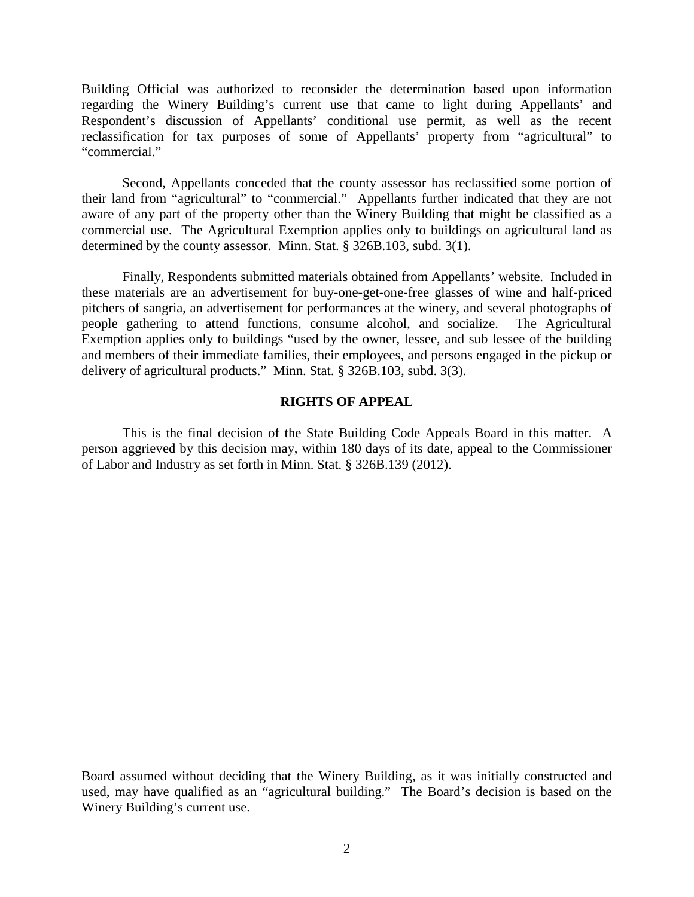Building Official was authorized to reconsider the determination based upon information regarding the Winery Building's current use that came to light during Appellants' and Respondent's discussion of Appellants' conditional use permit, as well as the recent reclassification for tax purposes of some of Appellants' property from "agricultural" to "commercial."

Second, Appellants conceded that the county assessor has reclassified some portion of their land from "agricultural" to "commercial." Appellants further indicated that they are not aware of any part of the property other than the Winery Building that might be classified as a commercial use. The Agricultural Exemption applies only to buildings on agricultural land as determined by the county assessor. Minn. Stat. § 326B.103, subd. 3(1).

Finally, Respondents submitted materials obtained from Appellants' website. Included in these materials are an advertisement for buy-one-get-one-free glasses of wine and half-priced pitchers of sangria, an advertisement for performances at the winery, and several photographs of people gathering to attend functions, consume alcohol, and socialize. The Agricultural Exemption applies only to buildings "used by the owner, lessee, and sub lessee of the building and members of their immediate families, their employees, and persons engaged in the pickup or delivery of agricultural products." Minn. Stat. § 326B.103, subd. 3(3).

## RIGHTS OF APPEAL

This is the final decision of the State Building Code Appeals Board in this matter. A person aggrieved by this decision may, within 180 days of its date, appeal to the Commissioner of Labor and Industry as set forth in Minn. Stat. § 326B.139 (2012).

---

Board assumed without deciding that the Winery Building, as it was initially constructed and used, may have qualified as an "agricultural building." The Board's decision is based on the Winery Building's current use.